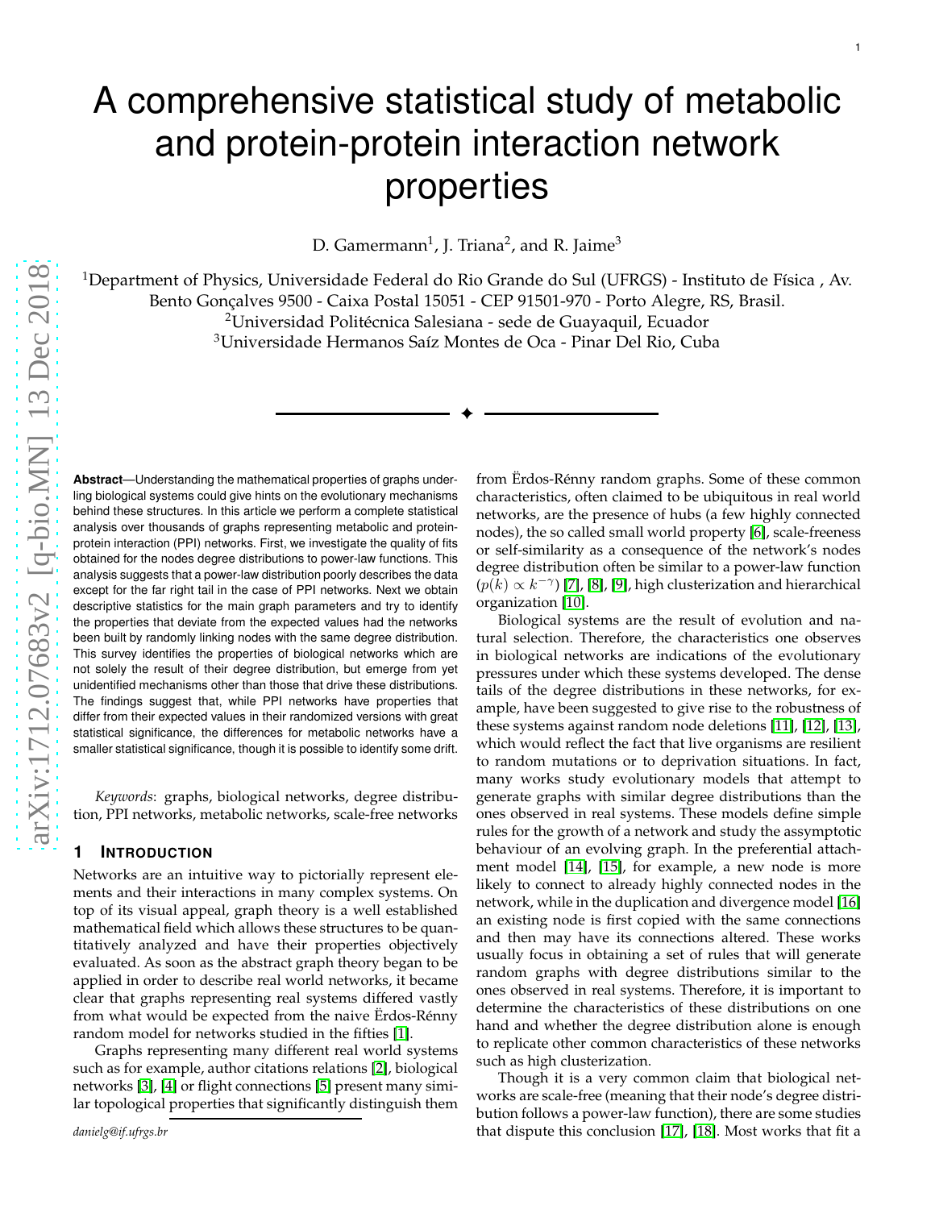# A comprehensive statistical study of metabolic and protein-protein interaction network properties

D. Gamermann[1], J. Triana[2], and R. Jaime[3]

[1]Department of Physics, Universidade Federal do Rio Grande do Sul (UFRGS) - Instituto de Física , Av. Bento Gonçalves 9500 - Caixa Postal 15051 - CEP 91501-970 - Porto Alegre, RS, Brasil.
[2]Universidad Politécnica Salesiana - sede de Guayaquil, Ecuador
[3]Universidade Hermanos Saíz Montes de Oca - Pinar Del Rio, Cuba

**Abstract**—Understanding the mathematical properties of graphs underling biological systems could give hints on the evolutionary mechanisms behind these structures. In this article we perform a complete statistical analysis over thousands of graphs representing metabolic and protein-protein interaction (PPI) networks. First, we investigate the quality of fits obtained for the nodes degree distributions to power-law functions. This analysis suggests that a power-law distribution poorly describes the data except for the far right tail in the case of PPI networks. Next we obtain descriptive statistics for the main graph parameters and try to identify the properties that deviate from the expected values had the networks been built by randomly linking nodes with the same degree distribution. This survey identifies the properties of biological networks which are not solely the result of their degree distribution, but emerge from yet unidentified mechanisms other than those that drive these distributions. The findings suggest that, while PPI networks have properties that differ from their expected values in their randomized versions with great statistical significance, the differences for metabolic networks have a smaller statistical significance, though it is possible to identify some drift.

*Keywords*: graphs, biological networks, degree distribution, PPI networks, metabolic networks, scale-free networks

## 1 Introduction

Networks are an intuitive way to pictorially represent elements and their interactions in many complex systems. On top of its visual appeal, graph theory is a well established mathematical field which allows these structures to be quantitatively analyzed and have their properties objectively evaluated. As soon as the abstract graph theory began to be applied in order to describe real world networks, it became clear that graphs representing real systems differed vastly from what would be expected from the naive Ërdos-Rénny random model for networks studied in the fifties [1].

Graphs representing many different real world systems such as for example, author citations relations [2], biological networks [3], [4] or flight connections [5] present many similar topological properties that significantly distinguish them from Ërdos-Rénny random graphs. Some of these common characteristics, often claimed to be ubiquitous in real world networks, are the presence of hubs (a few highly connected nodes), the so called small world property [6], scale-freeness or self-similarity as a consequence of the network's nodes degree distribution often be similar to a power-law function ($p(k) \propto k^{-\gamma}$) [7], [8], [9], high clusterization and hierarchical organization [10].

Biological systems are the result of evolution and natural selection. Therefore, the characteristics one observes in biological networks are indications of the evolutionary pressures under which these systems developed. The dense tails of the degree distributions in these networks, for example, have been suggested to give rise to the robustness of these systems against random node deletions [11], [12], [13], which would reflect the fact that live organisms are resilient to random mutations or to deprivation situations. In fact, many works study evolutionary models that attempt to generate graphs with similar degree distributions than the ones observed in real systems. These models define simple rules for the growth of a network and study the assymptotic behaviour of an evolving graph. In the preferential attachment model [14], [15], for example, a new node is more likely to connect to already highly connected nodes in the network, while in the duplication and divergence model [16] an existing node is first copied with the same connections and then may have its connections altered. These works usually focus in obtaining a set of rules that will generate random graphs with degree distributions similar to the ones observed in real systems. Therefore, it is important to determine the characteristics of these distributions on one hand and whether the degree distribution alone is enough to replicate other common characteristics of these networks such as high clusterization.

Though it is a very common claim that biological networks are scale-free (meaning that their node's degree distribution follows a power-law function), there are some studies that dispute this conclusion [17], [18]. Most works that fit a

*danielg@if.ufrgs.br*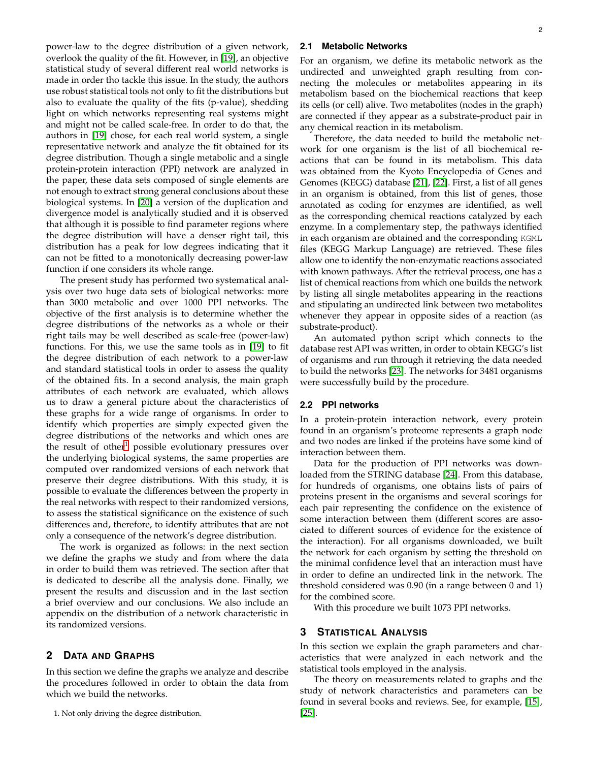power-law to the degree distribution of a given network, overlook the quality of the fit. However, in [19], an objective statistical study of several different real world networks is made in order tho tackle this issue. In the study, the authors use robust statistical tools not only to fit the distributions but also to evaluate the quality of the fits (p-value), shedding light on which networks representing real systems might and might not be called scale-free. In order to do that, the authors in [19] chose, for each real world system, a single representative network and analyze the fit obtained for its degree distribution. Though a single metabolic and a single protein-protein interaction (PPI) network are analyzed in the paper, these data sets composed of single elements are not enough to extract strong general conclusions about these biological systems. In [20] a version of the duplication and divergence model is analytically studied and it is observed that although it is possible to find parameter regions where the degree distribution will have a denser right tail, this distribution has a peak for low degrees indicating that it can not be fitted to a monotonically decreasing power-law function if one considers its whole range.

The present study has performed two systematical analysis over two huge data sets of biological networks: more than 3000 metabolic and over 1000 PPI networks. The objective of the first analysis is to determine whether the degree distributions of the networks as a whole or their right tails may be well described as scale-free (power-law) functions. For this, we use the same tools as in [19] to fit the degree distribution of each network to a power-law and standard statistical tools in order to assess the quality of the obtained fits. In a second analysis, the main graph attributes of each network are evaluated, which allows us to draw a general picture about the characteristics of these graphs for a wide range of organisms. In order to identify which properties are simply expected given the degree distributions of the networks and which ones are the result of other[1] possible evolutionary pressures over the underlying biological systems, the same properties are computed over randomized versions of each network that preserve their degree distributions. With this study, it is possible to evaluate the differences between the property in the real networks with respect to their randomized versions, to assess the statistical significance on the existence of such differences and, therefore, to identify attributes that are not only a consequence of the network's degree distribution.

The work is organized as follows: in the next section we define the graphs we study and from where the data in order to build them was retrieved. The section after that is dedicated to describe all the analysis done. Finally, we present the results and discussion and in the last section a brief overview and our conclusions. We also include an appendix on the distribution of a network characteristic in its randomized versions.

## 2 Data and Graphs

In this section we define the graphs we analyze and describe the procedures followed in order to obtain the data from which we build the networks.

1. Not only driving the degree distribution.

### 2.1 Metabolic Networks

For an organism, we define its metabolic network as the undirected and unweighted graph resulting from connecting the molecules or metabolites appearing in its metabolism based on the biochemical reactions that keep its cells (or cell) alive. Two metabolites (nodes in the graph) are connected if they appear as a substrate-product pair in any chemical reaction in its metabolism.

Therefore, the data needed to build the metabolic network for one organism is the list of all biochemical reactions that can be found in its metabolism. This data was obtained from the Kyoto Encyclopedia of Genes and Genomes (KEGG) database [21], [22]. First, a list of all genes in an organism is obtained, from this list of genes, those annotated as coding for enzymes are identified, as well as the corresponding chemical reactions catalyzed by each enzyme. In a complementary step, the pathways identified in each organism are obtained and the corresponding `KGML` files (KEGG Markup Language) are retrieved. These files allow one to identify the non-enzymatic reactions associated with known pathways. After the retrieval process, one has a list of chemical reactions from which one builds the network by listing all single metabolites appearing in the reactions and stipulating an undirected link between two metabolites whenever they appear in opposite sides of a reaction (as substrate-product).

An automated python script which connects to the database rest API was written, in order to obtain KEGG's list of organisms and run through it retrieving the data needed to build the networks [23]. The networks for 3481 organisms were successfully build by the procedure.

### 2.2 PPI networks

In a protein-protein interaction network, every protein found in an organism's proteome represents a graph node and two nodes are linked if the proteins have some kind of interaction between them.

Data for the production of PPI networks was downloaded from the STRING database [24]. From this database, for hundreds of organisms, one obtains lists of pairs of proteins present in the organisms and several scorings for each pair representing the confidence on the existence of some interaction between them (different scores are associated to different sources of evidence for the existence of the interaction). For all organisms downloaded, we built the network for each organism by setting the threshold on the minimal confidence level that an interaction must have in order to define an undirected link in the network. The threshold considered was 0.90 (in a range between 0 and 1) for the combined score.

With this procedure we built 1073 PPI networks.

## 3 Statistical Analysis

In this section we explain the graph parameters and characteristics that were analyzed in each network and the statistical tools employed in the analysis.

The theory on measurements related to graphs and the study of network characteristics and parameters can be found in several books and reviews. See, for example, [15], [25].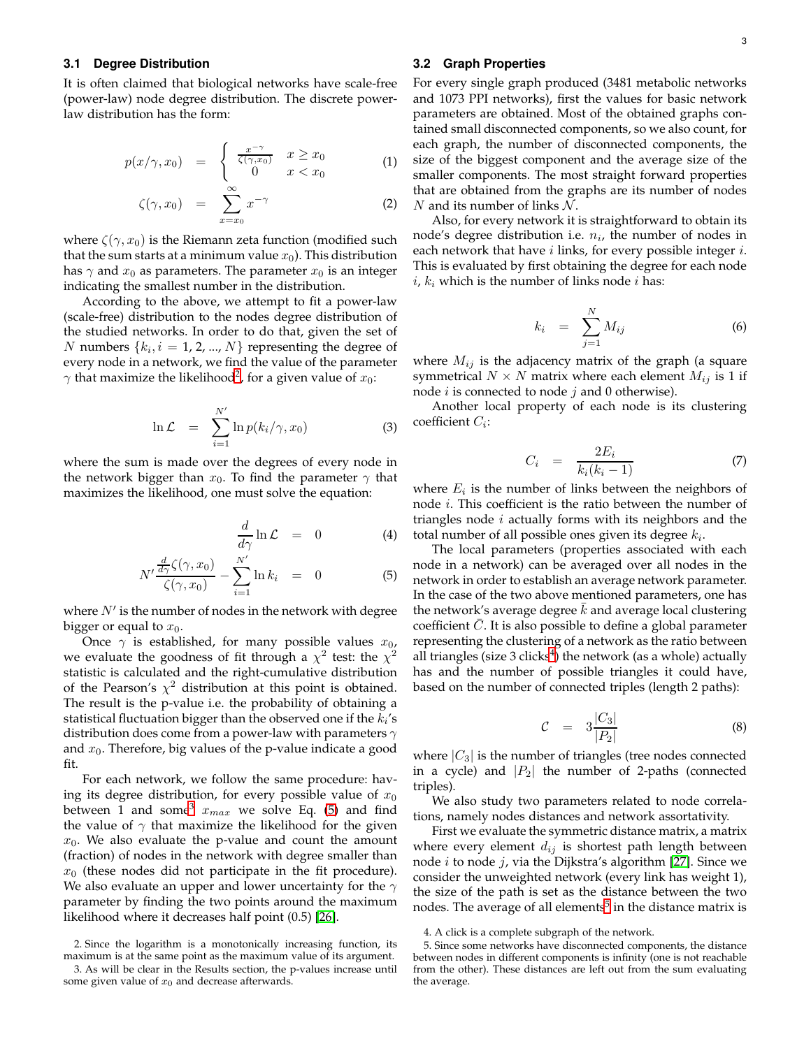### 3.1 Degree Distribution

It is often claimed that biological networks have scale-free (power-law) node degree distribution. The discrete power-law distribution has the form:

$$p(x/\gamma, x_0) = \begin{cases} \frac{x^{-\gamma}}{\zeta(\gamma, x_0)} & x \geq x_0 \\ 0 & x < x_0 \end{cases} \tag{1}$$

$$\zeta(\gamma, x_0) = \sum_{x=x_0}^{\infty} x^{-\gamma} \tag{2}$$

where $\zeta(\gamma, x_0)$ is the Riemann zeta function (modified such that the sum starts at a minimum value $x_0$). This distribution has $\gamma$ and $x_0$ as parameters. The parameter $x_0$ is an integer indicating the smallest number in the distribution.

According to the above, we attempt to fit a power-law (scale-free) distribution to the nodes degree distribution of the studied networks. In order to do that, given the set of $N$ numbers $\{k_i, i = 1, 2, ..., N\}$ representing the degree of every node in a network, we find the value of the parameter $\gamma$ that maximize the likelihood[2], for a given value of $x_0$:

$$\ln \mathcal{L} = \sum_{i=1}^{N'} \ln p(k_i/\gamma, x_0) \tag{3}$$

where the sum is made over the degrees of every node in the network bigger than $x_0$. To find the parameter $\gamma$ that maximizes the likelihood, one must solve the equation:

$$\frac{d}{d\gamma} \ln \mathcal{L} = 0 \tag{4}$$

$$N' \frac{\frac{d}{d\gamma}\zeta(\gamma, x_0)}{\zeta(\gamma, x_0)} - \sum_{i=1}^{N'} \ln k_i = 0 \tag{5}$$

where $N'$ is the number of nodes in the network with degree bigger or equal to $x_0$.

Once $\gamma$ is established, for many possible values $x_0$, we evaluate the goodness of fit through a $\chi^2$ test: the $\chi^2$ statistic is calculated and the right-cumulative distribution of the Pearson's $\chi^2$ distribution at this point is obtained. The result is the p-value i.e. the probability of obtaining a statistical fluctuation bigger than the observed one if the $k_i$'s distribution does come from a power-law with parameters $\gamma$ and $x_0$. Therefore, big values of the p-value indicate a good fit.

For each network, we follow the same procedure: having its degree distribution, for every possible value of $x_0$ between 1 and some[3] $x_{max}$ we solve Eq. (5) and find the value of $\gamma$ that maximize the likelihood for the given $x_0$. We also evaluate the p-value and count the amount (fraction) of nodes in the network with degree smaller than $x_0$ (these nodes did not participate in the fit procedure). We also evaluate an upper and lower uncertainty for the $\gamma$ parameter by finding the two points around the maximum likelihood where it decreases half point (0.5) [26].

2. Since the logarithm is a monotonically increasing function, its maximum is at the same point as the maximum value of its argument.

3. As will be clear in the Results section, the p-values increase until some given value of $x_0$ and decrease afterwards.

### 3.2 Graph Properties

For every single graph produced (3481 metabolic networks and 1073 PPI networks), first the values for basic network parameters are obtained. Most of the obtained graphs contained small disconnected components, so we also count, for each graph, the number of disconnected components, the size of the biggest component and the average size of the smaller components. The most straight forward properties that are obtained from the graphs are its number of nodes $N$ and its number of links $\mathcal{N}$.

Also, for every network it is straightforward to obtain its node's degree distribution i.e. $n_i$, the number of nodes in each network that have $i$ links, for every possible integer $i$. This is evaluated by first obtaining the degree for each node $i$, $k_i$ which is the number of links node $i$ has:

$$k_i = \sum_{j=1}^{N} M_{ij} \tag{6}$$

where $M_{ij}$ is the adjacency matrix of the graph (a square symmetrical $N \times N$ matrix where each element $M_{ij}$ is 1 if node $i$ is connected to node $j$ and 0 otherwise).

Another local property of each node is its clustering coefficient $C_i$:

$$C_i = \frac{2E_i}{k_i(k_i - 1)} \tag{7}$$

where $E_i$ is the number of links between the neighbors of node $i$. This coefficient is the ratio between the number of triangles node $i$ actually forms with its neighbors and the total number of all possible ones given its degree $k_i$.

The local parameters (properties associated with each node in a network) can be averaged over all nodes in the network in order to establish an average network parameter. In the case of the two above mentioned parameters, one has the network's average degree $\bar{k}$ and average local clustering coefficient $\bar{C}$. It is also possible to define a global parameter representing the clustering of a network as the ratio between all triangles (size 3 clicks[4]) the network (as a whole) actually has and the number of possible triangles it could have, based on the number of connected triples (length 2 paths):

$$\mathcal{C} = 3\frac{|C_3|}{|P_2|} \tag{8}$$

where $|C_3|$ is the number of triangles (tree nodes connected in a cycle) and $|P_2|$ the number of 2-paths (connected triples).

We also study two parameters related to node correlations, namely nodes distances and network assortativity.

First we evaluate the symmetric distance matrix, a matrix where every element $d_{ij}$ is shortest path length between node $i$ to node $j$, via the Dijkstra's algorithm [27]. Since we consider the unweighted network (every link has weight 1), the size of the path is set as the distance between the two nodes. The average of all elements[5] in the distance matrix is

4. A click is a complete subgraph of the network.

5. Since some networks have disconnected components, the distance between nodes in different components is infinity (one is not reachable from the other). These distances are left out from the sum evaluating the average.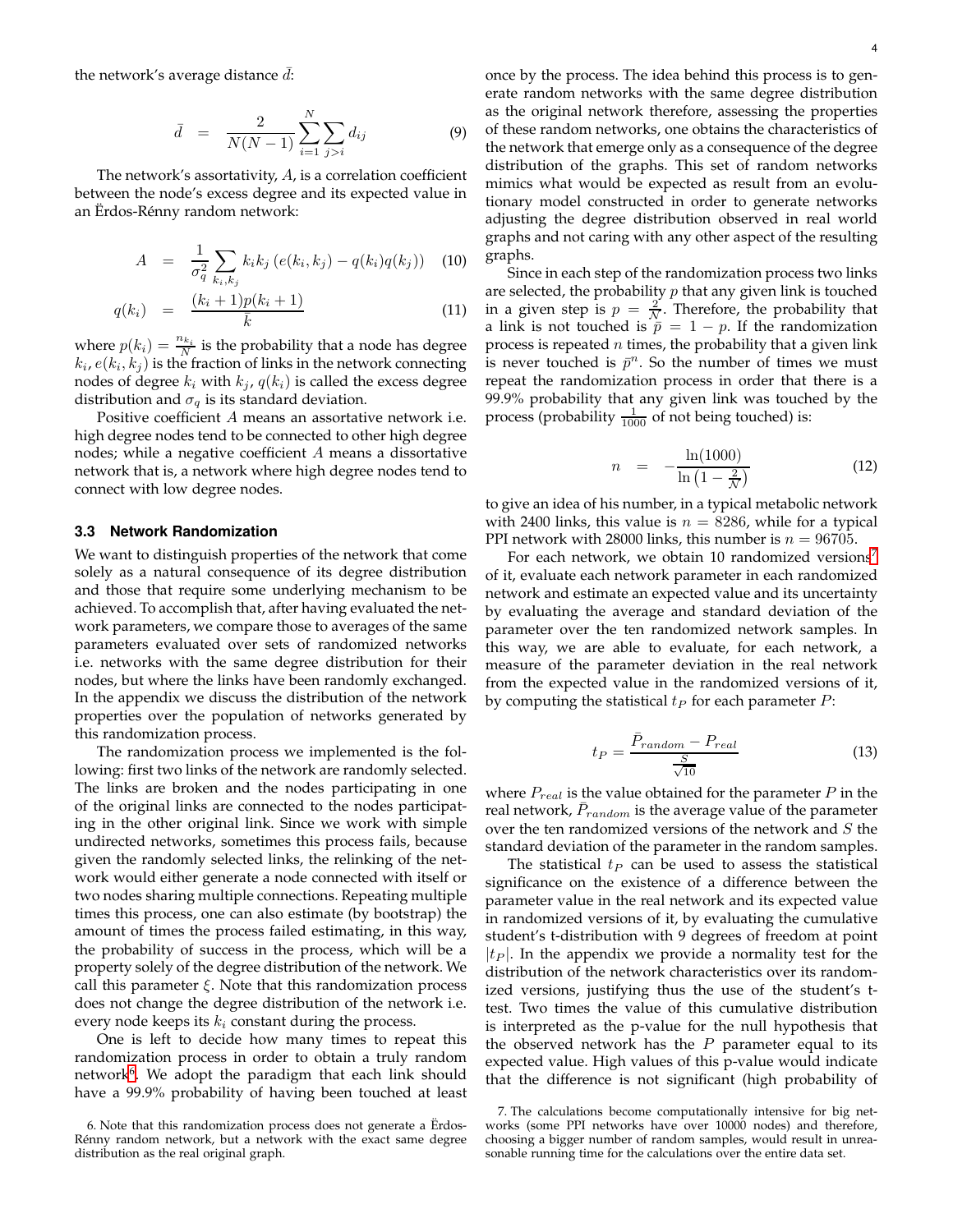the network's average distance $\bar{d}$:

$$\bar{d} = \frac{2}{N(N-1)} \sum_{i=1}^{N} \sum_{j>i} d_{ij} \quad (9)$$

The network's assortativity, $A$, is a correlation coefficient between the node's excess degree and its expected value in an Ërdos-Rénny random network:

$$A = \frac{1}{\sigma_q^2} \sum_{k_i, k_j} k_i k_j \left( e(k_i, k_j) - q(k_i) q(k_j) \right) \quad (10)$$

$$q(k_i) = \frac{(k_i + 1) p(k_i + 1)}{\bar{k}} \quad (11)$$

where $p(k_i) = \frac{n_{k_i}}{N}$ is the probability that a node has degree $k_i$, $e(k_i, k_j)$ is the fraction of links in the network connecting nodes of degree $k_i$ with $k_j$, $q(k_i)$ is called the excess degree distribution and $\sigma_q$ is its standard deviation.

Positive coefficient $A$ means an assortative network i.e. high degree nodes tend to be connected to other high degree nodes; while a negative coefficient $A$ means a dissortative network that is, a network where high degree nodes tend to connect with low degree nodes.

### 3.3 Network Randomization

We want to distinguish properties of the network that come solely as a natural consequence of its degree distribution and those that require some underlying mechanism to be achieved. To accomplish that, after having evaluated the network parameters, we compare those to averages of the same parameters evaluated over sets of randomized networks i.e. networks with the same degree distribution for their nodes, but where the links have been randomly exchanged. In the appendix we discuss the distribution of the network properties over the population of networks generated by this randomization process.

The randomization process we implemented is the following: first two links of the network are randomly selected. The links are broken and the nodes participating in one of the original links are connected to the nodes participating in the other original link. Since we work with simple undirected networks, sometimes this process fails, because given the randomly selected links, the relinking of the network would either generate a node connected with itself or two nodes sharing multiple connections. Repeating multiple times this process, one can also estimate (by bootstrap) the amount of times the process failed estimating, in this way, the probability of success in the process, which will be a property solely of the degree distribution of the network. We call this parameter $\xi$. Note that this randomization process does not change the degree distribution of the network i.e. every node keeps its $k_i$ constant during the process.

One is left to decide how many times to repeat this randomization process in order to obtain a truly random network[6]. We adopt the paradigm that each link should have a 99.9% probability of having been touched at least once by the process. The idea behind this process is to generate random networks with the same degree distribution as the original network therefore, assessing the properties of these random networks, one obtains the characteristics of the network that emerge only as a consequence of the degree distribution of the graphs. This set of random networks mimics what would be expected as result from an evolutionary model constructed in order to generate networks adjusting the degree distribution observed in real world graphs and not caring with any other aspect of the resulting graphs.

Since in each step of the randomization process two links are selected, the probability $p$ that any given link is touched in a given step is $p = \frac{2}{N}$. Therefore, the probability that a link is not touched is $\bar{p} = 1 - p$. If the randomization process is repeated $n$ times, the probability that a given link is never touched is $\bar{p}^n$. So the number of times we must repeat the randomization process in order that there is a 99.9% probability that any given link was touched by the process (probability $\frac{1}{1000}$ of not being touched) is:

$$n = -\frac{\ln(1000)}{\ln\left(1 - \frac{2}{N}\right)} \quad (12)$$

to give an idea of his number, in a typical metabolic network with 2400 links, this value is $n = 8286$, while for a typical PPI network with 28000 links, this number is $n = 96705$.

For each network, we obtain 10 randomized versions[7] of it, evaluate each network parameter in each randomized network and estimate an expected value and its uncertainty by evaluating the average and standard deviation of the parameter over the ten randomized network samples. In this way, we are able to evaluate, for each network, a measure of the parameter deviation in the real network from the expected value in the randomized versions of it, by computing the statistical $t_P$ for each parameter $P$:

$$t_P = \frac{\bar{P}_{random} - P_{real}}{\frac{S}{\sqrt{10}}} \quad (13)$$

where $P_{real}$ is the value obtained for the parameter $P$ in the real network, $\bar{P}_{random}$ is the average value of the parameter over the ten randomized versions of the network and $S$ the standard deviation of the parameter in the random samples.

The statistical $t_P$ can be used to assess the statistical significance on the existence of a difference between the parameter value in the real network and its expected value in randomized versions of it, by evaluating the cumulative student's t-distribution with 9 degrees of freedom at point $|t_P|$. In the appendix we provide a normality test for the distribution of the network characteristics over its randomized versions, justifying thus the use of the student's t-test. Two times the value of this cumulative distribution is interpreted as the p-value for the null hypothesis that the observed network has the $P$ parameter equal to its expected value. High values of this p-value would indicate that the difference is not significant (high probability of

6. Note that this randomization process does not generate a Ërdos-Rénny random network, but a network with the exact same degree distribution as the real original graph.

7. The calculations become computationally intensive for big networks (some PPI networks have over 10000 nodes) and therefore, choosing a bigger number of random samples, would result in unreasonable running time for the calculations over the entire data set.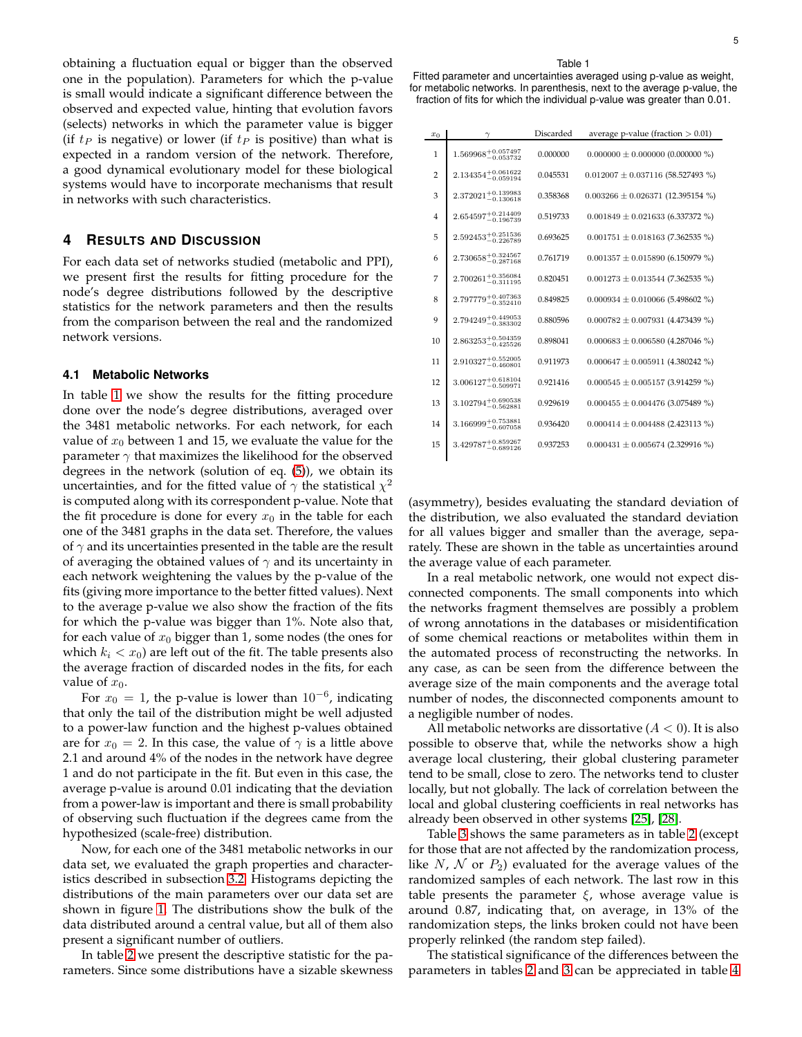obtaining a fluctuation equal or bigger than the observed one in the population). Parameters for which the p-value is small would indicate a significant difference between the observed and expected value, hinting that evolution favors (selects) networks in which the parameter value is bigger (if $t_P$ is negative) or lower (if $t_P$ is positive) than what is expected in a random version of the network. Therefore, a good dynamical evolutionary model for these biological systems would have to incorporate mechanisms that result in networks with such characteristics.

## 4 Results and Discussion

For each data set of networks studied (metabolic and PPI), we present first the results for fitting procedure for the node's degree distributions followed by the descriptive statistics for the network parameters and then the results from the comparison between the real and the randomized network versions.

### 4.1 Metabolic Networks

In table 1 we show the results for the fitting procedure done over the node's degree distributions, averaged over the 3481 metabolic networks. For each network, for each value of $x_0$ between 1 and 15, we evaluate the value for the parameter $\gamma$ that maximizes the likelihood for the observed degrees in the network (solution of eq. (5)), we obtain its uncertainties, and for the fitted value of $\gamma$ the statistical $\chi^2$ is computed along with its correspondent p-value. Note that the fit procedure is done for every $x_0$ in the table for each one of the 3481 graphs in the data set. Therefore, the values of $\gamma$ and its uncertainties presented in the table are the result of averaging the obtained values of $\gamma$ and its uncertainty in each network weightening the values by the p-value of the fits (giving more importance to the better fitted values). Next to the average p-value we also show the fraction of the fits for which the p-value was bigger than 1%. Note also that, for each value of $x_0$ bigger than 1, some nodes (the ones for which $k_i < x_0$) are left out of the fit. The table presents also the average fraction of discarded nodes in the fits, for each value of $x_0$.

For $x_0 = 1$, the p-value is lower than $10^{-6}$, indicating that only the tail of the distribution might be well adjusted to a power-law function and the highest p-values obtained are for $x_0 = 2$. In this case, the value of $\gamma$ is a little above 2.1 and around 4% of the nodes in the network have degree 1 and do not participate in the fit. But even in this case, the average p-value is around 0.01 indicating that the deviation from a power-law is important and there is small probability of observing such fluctuation if the degrees came from the hypothesized (scale-free) distribution.

Now, for each one of the 3481 metabolic networks in our data set, we evaluated the graph properties and characteristics described in subsection 3.2. Histograms depicting the distributions of the main parameters over our data set are shown in figure 1. The distributions show the bulk of the data distributed around a central value, but all of them also present a significant number of outliers.

In table 2 we present the descriptive statistic for the parameters. Since some distributions have a sizable skewness

Table 1
Fitted parameter and uncertainties averaged using p-value as weight, for metabolic networks. In parenthesis, next to the average p-value, the fraction of fits for which the individual p-value was greater than 0.01.

| $x_0$ | $\gamma$ | Discarded | average p-value (fraction > 0.01) |
|---|---|---|---|
| 1 | $1.569968^{+0.057497}_{-0.053732}$ | 0.000000 | $0.000000 \pm 0.000000$ (0.000000 %) |
| 2 | $2.134354^{+0.061622}_{-0.059194}$ | 0.045531 | $0.012007 \pm 0.037116$ (58.527493 %) |
| 3 | $2.372021^{+0.139983}_{-0.130618}$ | 0.358368 | $0.003266 \pm 0.026371$ (12.395154 %) |
| 4 | $2.654597^{+0.214409}_{-0.196739}$ | 0.519733 | $0.001849 \pm 0.021633$ (6.337372 %) |
| 5 | $2.592453^{+0.251536}_{-0.226789}$ | 0.693625 | $0.001751 \pm 0.018163$ (7.362535 %) |
| 6 | $2.730658^{+0.324567}_{-0.287168}$ | 0.761719 | $0.001357 \pm 0.015890$ (6.150979 %) |
| 7 | $2.700261^{+0.356084}_{-0.311195}$ | 0.820451 | $0.001273 \pm 0.013544$ (7.362535 %) |
| 8 | $2.797779^{+0.407363}_{-0.352410}$ | 0.849825 | $0.000934 \pm 0.010066$ (5.498602 %) |
| 9 | $2.794249^{+0.449053}_{-0.383302}$ | 0.880596 | $0.000782 \pm 0.007931$ (4.473439 %) |
| 10 | $2.863253^{+0.504359}_{-0.425526}$ | 0.898041 | $0.000683 \pm 0.006580$ (4.287046 %) |
| 11 | $2.910327^{+0.552005}_{-0.460801}$ | 0.911973 | $0.000647 \pm 0.005911$ (4.380242 %) |
| 12 | $3.006127^{+0.618104}_{-0.509971}$ | 0.921416 | $0.000545 \pm 0.005157$ (3.914259 %) |
| 13 | $3.102794^{+0.690538}_{-0.562881}$ | 0.929619 | $0.000455 \pm 0.004476$ (3.075489 %) |
| 14 | $3.166999^{+0.753881}_{-0.607058}$ | 0.936420 | $0.000414 \pm 0.004488$ (2.423113 %) |
| 15 | $3.429787^{+0.859267}_{-0.689126}$ | 0.937253 | $0.000431 \pm 0.005674$ (2.329916 %) |

(asymmetry), besides evaluating the standard deviation of the distribution, we also evaluated the standard deviation for all values bigger and smaller than the average, separately. These are shown in the table as uncertainties around the average value of each parameter.

In a real metabolic network, one would not expect disconnected components. The small components into which the networks fragment themselves are possibly a problem of wrong annotations in the databases or misidentification of some chemical reactions or metabolites within them in the automated process of reconstructing the networks. In any case, as can be seen from the difference between the average size of the main components and the average total number of nodes, the disconnected components amount to a negligible number of nodes.

All metabolic networks are dissortative ($A < 0$). It is also possible to observe that, while the networks show a high average local clustering, their global clustering parameter tend to be small, close to zero. The networks tend to cluster locally, but not globally. The lack of correlation between the local and global clustering coefficients in real networks has already been observed in other systems [25], [28].

Table 3 shows the same parameters as in table 2 (except for those that are not affected by the randomization process, like $N$, $\mathcal{N}$ or $P_2$) evaluated for the average values of the randomized samples of each network. The last row in this table presents the parameter $\xi$, whose average value is around 0.87, indicating that, on average, in 13% of the randomization steps, the links broken could not have been properly relinked (the random step failed).

The statistical significance of the differences between the parameters in tables 2 and 3 can be appreciated in table 4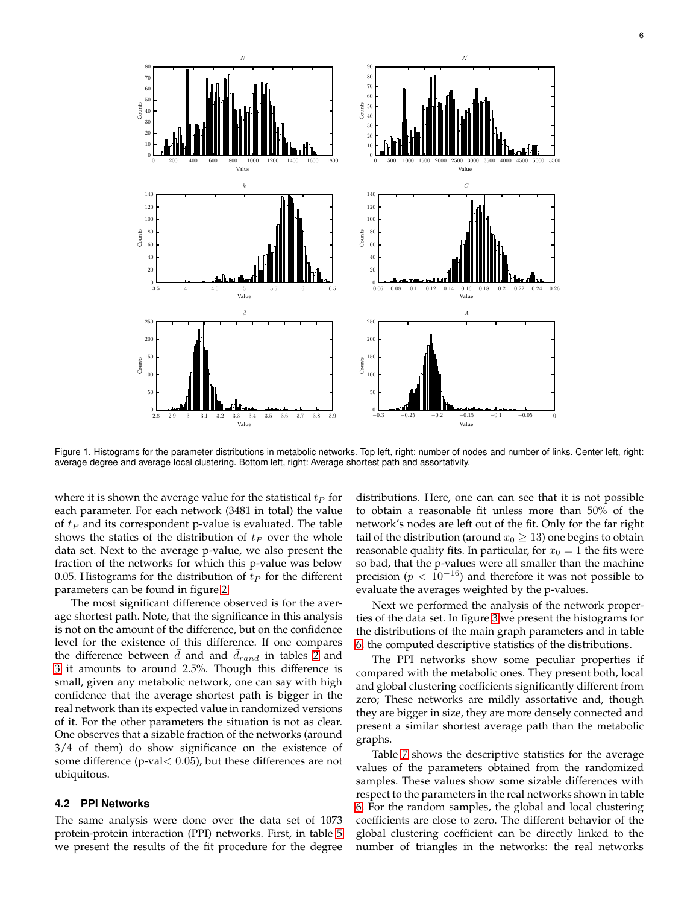Figure 1. Histograms for the parameter distributions in metabolic networks. Top left, right: number of nodes and number of links. Center left, right: average degree and average local clustering. Bottom left, right: Average shortest path and assortativity.

where it is shown the average value for the statistical $t_P$ for each parameter. For each network (3481 in total) the value of $t_P$ and its correspondent p-value is evaluated. The table shows the statics of the distribution of $t_P$ over the whole data set. Next to the average p-value, we also present the fraction of the networks for which this p-value was below 0.05. Histograms for the distribution of $t_P$ for the different parameters can be found in figure 2.

The most significant difference observed is for the average shortest path. Note, that the significance in this analysis is not on the amount of the difference, but on the confidence level for the existence of this difference. If one compares the difference between $\bar{d}$ and and $\bar{d}_{rand}$ in tables 2 and 3 it amounts to around 2.5%. Though this difference is small, given any metabolic network, one can say with high confidence that the average shortest path is bigger in the real network than its expected value in randomized versions of it. For the other parameters the situation is not as clear. One observes that a sizable fraction of the networks (around 3/4 of them) do show significance on the existence of some difference (p-val$< 0.05$), but these differences are not ubiquitous.

### 4.2 PPI Networks

The same analysis were done over the data set of 1073 protein-protein interaction (PPI) networks. First, in table 5 we present the results of the fit procedure for the degree distributions. Here, one can can see that it is not possible to obtain a reasonable fit unless more than 50% of the network's nodes are left out of the fit. Only for the far right tail of the distribution (around $x_0 \geq 13$) one begins to obtain reasonable quality fits. In particular, for $x_0 = 1$ the fits were so bad, that the p-values were all smaller than the machine precision ($p < 10^{-16}$) and therefore it was not possible to evaluate the averages weighted by the p-values.

Next we performed the analysis of the network properties of the data set. In figure 3 we present the histograms for the distributions of the main graph parameters and in table 6 the computed descriptive statistics of the distributions.

The PPI networks show some peculiar properties if compared with the metabolic ones. They present both, local and global clustering coefficients significantly different from zero; These networks are mildly assortative and, though they are bigger in size, they are more densely connected and present a similar shortest average path than the metabolic graphs.

Table 7 shows the descriptive statistics for the average values of the parameters obtained from the randomized samples. These values show some sizable differences with respect to the parameters in the real networks shown in table 6. For the random samples, the global and local clustering coefficients are close to zero. The different behavior of the global clustering coefficient can be directly linked to the number of triangles in the networks: the real networks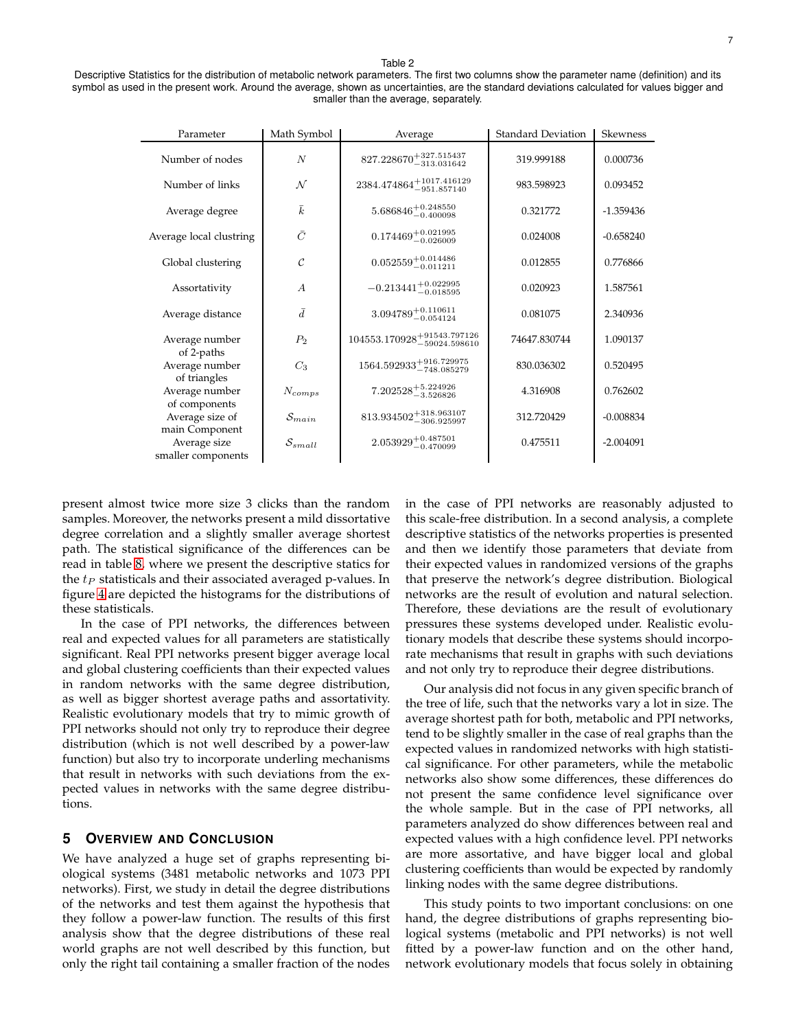Table 2
Descriptive Statistics for the distribution of metabolic network parameters. The first two columns show the parameter name (definition) and its symbol as used in the present work. Around the average, shown as uncertainties, are the standard deviations calculated for values bigger and smaller than the average, separately.

| Parameter | Math Symbol | Average | Standard Deviation | Skewness |
|---|---|---|---|---|
| Number of nodes | $N$ | $827.228670^{+327.515437}_{-313.031642}$ | 319.999188 | 0.000736 |
| Number of links | $\mathcal{N}$ | $2384.474864^{+1017.416129}_{-951.857140}$ | 983.598923 | 0.093452 |
| Average degree | $\bar{k}$ | $5.686846^{+0.248550}_{-0.400098}$ | 0.321772 | -1.359436 |
| Average local clustring | $\bar{C}$ | $0.174469^{+0.021995}_{-0.026009}$ | 0.024008 | -0.658240 |
| Global clustering | $\mathcal{C}$ | $0.052559^{+0.014486}_{-0.011211}$ | 0.012855 | 0.776866 |
| Assortativity | $A$ | $-0.213441^{+0.022995}_{-0.018595}$ | 0.020923 | 1.587561 |
| Average distance | $\bar{d}$ | $3.094789^{+0.110611}_{-0.054124}$ | 0.081075 | 2.340936 |
| Average number of 2-paths | $P_2$ | $104553.170928^{+91543.797126}_{-59024.598610}$ | 74647.830744 | 1.090137 |
| Average number of triangles | $C_3$ | $1564.592933^{+916.729975}_{-748.085279}$ | 830.036302 | 0.520495 |
| Average number of components | $N_{comps}$ | $7.202528^{+5.224926}_{-3.526826}$ | 4.316908 | 0.762602 |
| Average size of main Component | $\mathcal{S}_{main}$ | $813.934502^{+318.963107}_{-306.925997}$ | 312.720429 | -0.008834 |
| Average size smaller components | $\mathcal{S}_{small}$ | $2.053929^{+0.487501}_{-0.470099}$ | 0.475511 | -2.004091 |

present almost twice more size 3 clicks than the random samples. Moreover, the networks present a mild dissortative degree correlation and a slightly smaller average shortest path. The statistical significance of the differences can be read in table 8, where we present the descriptive statics for the $t_P$ statisticals and their associated averaged p-values. In figure 4 are depicted the histograms for the distributions of these statisticals.

In the case of PPI networks, the differences between real and expected values for all parameters are statistically significant. Real PPI networks present bigger average local and global clustering coefficients than their expected values in random networks with the same degree distribution, as well as bigger shortest average paths and assortativity. Realistic evolutionary models that try to mimic growth of PPI networks should not only try to reproduce their degree distribution (which is not well described by a power-law function) but also try to incorporate underling mechanisms that result in networks with such deviations from the expected values in networks with the same degree distributions.

## 5 Overview and Conclusion

We have analyzed a huge set of graphs representing biological systems (3481 metabolic networks and 1073 PPI networks). First, we study in detail the degree distributions of the networks and test them against the hypothesis that they follow a power-law function. The results of this first analysis show that the degree distributions of these real world graphs are not well described by this function, but only the right tail containing a smaller fraction of the nodes in the case of PPI networks are reasonably adjusted to this scale-free distribution. In a second analysis, a complete descriptive statistics of the networks properties is presented and then we identify those parameters that deviate from their expected values in randomized versions of the graphs that preserve the network's degree distribution. Biological networks are the result of evolution and natural selection. Therefore, these deviations are the result of evolutionary pressures these systems developed under. Realistic evolutionary models that describe these systems should incorporate mechanisms that result in graphs with such deviations and not only try to reproduce their degree distributions.

Our analysis did not focus in any given specific branch of the tree of life, such that the networks vary a lot in size. The average shortest path for both, metabolic and PPI networks, tend to be slightly smaller in the case of real graphs than the expected values in randomized networks with high statistical significance. For other parameters, while the metabolic networks also show some differences, these differences do not present the same confidence level significance over the whole sample. But in the case of PPI networks, all parameters analyzed do show differences between real and expected values with a high confidence level. PPI networks are more assortative, and have bigger local and global clustering coefficients than would be expected by randomly linking nodes with the same degree distributions.

This study points to two important conclusions: on one hand, the degree distributions of graphs representing biological systems (metabolic and PPI networks) is not well fitted by a power-law function and on the other hand, network evolutionary models that focus solely in obtaining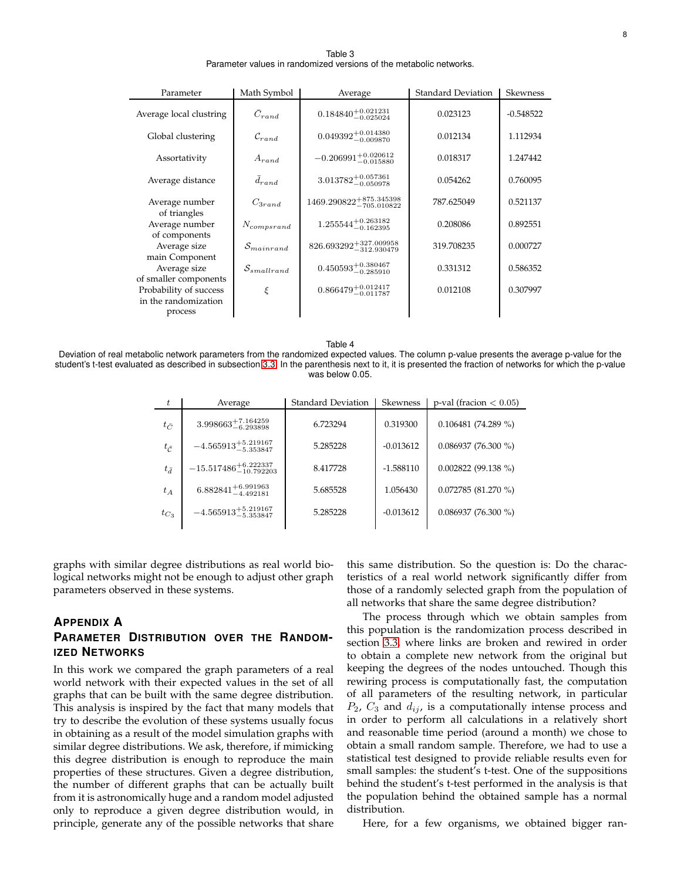Table 3
Parameter values in randomized versions of the metabolic networks.

| Parameter | Math Symbol | Average | Standard Deviation | Skewness |
|---|---|---|---|---|
| Average local clustring | $\bar{C}_{rand}$ | $0.184840^{+0.021231}_{-0.025024}$ | 0.023123 | -0.548522 |
| Global clustering | $\mathcal{C}_{rand}$ | $0.049392^{+0.014380}_{-0.009870}$ | 0.012134 | 1.112934 |
| Assortativity | $A_{rand}$ | $-0.206991^{+0.020612}_{-0.015880}$ | 0.018317 | 1.247442 |
| Average distance | $\bar{d}_{rand}$ | $3.013782^{+0.057361}_{-0.050978}$ | 0.054262 | 0.760095 |
| Average number of triangles | $C_{3rand}$ | $1469.290822^{+875.345398}_{-705.010822}$ | 787.625049 | 0.521137 |
| Average number of components | $N_{compsrand}$ | $1.255544^{+0.263182}_{-0.162395}$ | 0.208086 | 0.892551 |
| Average size main Component | $\mathcal{S}_{mainrand}$ | $826.693292^{+327.009958}_{-312.930479}$ | 319.708235 | 0.000727 |
| Average size of smaller components | $\mathcal{S}_{smallrand}$ | $0.450593^{+0.380467}_{-0.285910}$ | 0.331312 | 0.586352 |
| Probability of success in the randomization process | $\xi$ | $0.866479^{+0.012417}_{-0.011787}$ | 0.012108 | 0.307997 |

Table 4
Deviation of real metabolic network parameters from the randomized expected values. The column p-value presents the average p-value for the student's t-test evaluated as described in subsection 3.3. In the parenthesis next to it, it is presented the fraction of networks for which the p-value was below 0.05.

| $t$ | Average | Standard Deviation | Skewness | p-val (fracion $< 0.05$) |
|---|---|---|---|---|
| $t_{\bar{C}}$ | $3.998663^{+7.164259}_{-6.293898}$ | 6.723294 | 0.319300 | 0.106481 (74.289 %) |
| $t_{\bar{\mathcal{C}}}$ | $-4.565913^{+5.219167}_{-5.353847}$ | 5.285228 | -0.013612 | 0.086937 (76.300 %) |
| $t_{\bar{d}}$ | $-15.517486^{+6.222337}_{-10.792203}$ | 8.417728 | -1.588110 | 0.002822 (99.138 %) |
| $t_A$ | $6.882841^{+6.991963}_{-4.492181}$ | 5.685528 | 1.056430 | 0.072785 (81.270 %) |
| $t_{C_3}$ | $-4.565913^{+5.219167}_{-5.353847}$ | 5.285228 | -0.013612 | 0.086937 (76.300 %) |

graphs with similar degree distributions as real world biological networks might not be enough to adjust other graph parameters observed in these systems.

## Appendix A
## Parameter Distribution over the Randomized Networks

In this work we compared the graph parameters of a real world network with their expected values in the set of all graphs that can be built with the same degree distribution. This analysis is inspired by the fact that many models that try to describe the evolution of these systems usually focus in obtaining as a result of the model simulation graphs with similar degree distributions. We ask, therefore, if mimicking this degree distribution is enough to reproduce the main properties of these structures. Given a degree distribution, the number of different graphs that can be actually built from it is astronomically huge and a random model adjusted only to reproduce a given degree distribution would, in principle, generate any of the possible networks that share this same distribution. So the question is: Do the characteristics of a real world network significantly differ from those of a randomly selected graph from the population of all networks that share the same degree distribution?

The process through which we obtain samples from this population is the randomization process described in section 3.3, where links are broken and rewired in order to obtain a complete new network from the original but keeping the degrees of the nodes untouched. Though this rewiring process is computationally fast, the computation of all parameters of the resulting network, in particular $P_2$, $C_3$ and $d_{ij}$, is a computationally intense process and in order to perform all calculations in a relatively short and reasonable time period (around a month) we chose to obtain a small random sample. Therefore, we had to use a statistical test designed to provide reliable results even for small samples: the student's t-test. One of the suppositions behind the student's t-test performed in the analysis is that the population behind the obtained sample has a normal distribution.

Here, for a few organisms, we obtained bigger ran-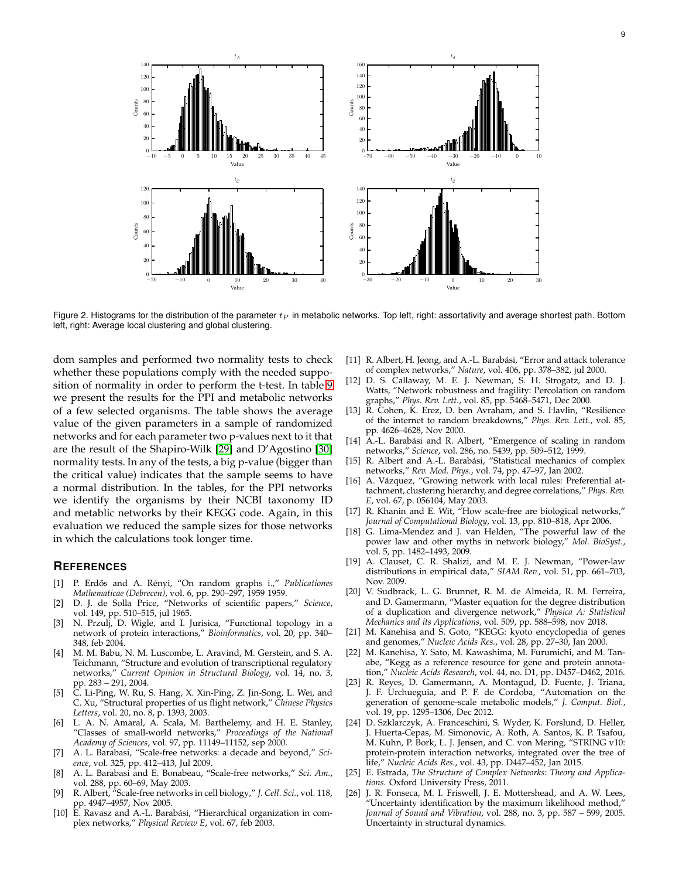Figure 2. Histograms for the distribution of the parameter $t_P$ in metabolic networks. Top left, right: assortativity and average shortest path. Bottom left, right: Average local clustering and global clustering.

dom samples and performed two normality tests to check whether these populations comply with the needed supposition of normality in order to perform the t-test. In table 9 we present the results for the PPI and metabolic networks of a few selected organisms. The table shows the average value of the given parameters in a sample of randomized networks and for each parameter two p-values next to it that are the result of the Shapiro-Wilk [29] and D'Agostino [30] normality tests. In any of the tests, a big p-value (bigger than the critical value) indicates that the sample seems to have a normal distribution. In the tables, for the PPI networks we identify the organisms by their NCBI taxonomy ID and metablic networks by their KEGG code. Again, in this evaluation we reduced the sample sizes for those networks in which the calculations took longer time.

## REFERENCES

[1] P. Erdős and A. Rényi, "On random graphs i.," *Publicationes Mathematicae (Debrecen)*, vol. 6, pp. 290–297, 1959 1959.

[2] D. J. de Solla Price, "Networks of scientific papers," *Science*, vol. 149, pp. 510–515, jul 1965.

[3] N. Przulj, D. Wigle, and I. Jurisica, "Functional topology in a network of protein interactions," *Bioinformatics*, vol. 20, pp. 340–348, feb 2004.

[4] M. M. Babu, N. M. Luscombe, L. Aravind, M. Gerstein, and S. A. Teichmann, "Structure and evolution of transcriptional regulatory networks," *Current Opinion in Structural Biology*, vol. 14, no. 3, pp. 283 – 291, 2004.

[5] C. Li-Ping, W. Ru, S. Hang, X. Xin-Ping, Z. Jin-Song, L. Wei, and C. Xu, "Structural properties of us flight network," *Chinese Physics Letters*, vol. 20, no. 8, p. 1393, 2003.

[6] L. A. N. Amaral, A. Scala, M. Barthelemy, and H. E. Stanley, "Classes of small-world networks," *Proceedings of the National Academy of Sciences*, vol. 97, pp. 11149–11152, sep 2000.

[7] A. L. Barabasi, "Scale-free networks: a decade and beyond," *Science*, vol. 325, pp. 412–413, Jul 2009.

[8] A. L. Barabasi and E. Bonabeau, "Scale-free networks," *Sci. Am.*, vol. 288, pp. 60–69, May 2003.

[9] R. Albert, "Scale-free networks in cell biology," *J. Cell. Sci.*, vol. 118, pp. 4947–4957, Nov 2005.

[10] E. Ravasz and A.-L. Barabási, "Hierarchical organization in complex networks," *Physical Review E*, vol. 67, feb 2003.

[11] R. Albert, H. Jeong, and A.-L. Barabási, "Error and attack tolerance of complex networks," *Nature*, vol. 406, pp. 378–382, jul 2000.

[12] D. S. Callaway, M. E. J. Newman, S. H. Strogatz, and D. J. Watts, "Network robustness and fragility: Percolation on random graphs," *Phys. Rev. Lett.*, vol. 85, pp. 5468–5471, Dec 2000.

[13] R. Cohen, K. Erez, D. ben Avraham, and S. Havlin, "Resilience of the internet to random breakdowns," *Phys. Rev. Lett.*, vol. 85, pp. 4626–4628, Nov 2000.

[14] A.-L. Barabási and R. Albert, "Emergence of scaling in random networks," *Science*, vol. 286, no. 5439, pp. 509–512, 1999.

[15] R. Albert and A.-L. Barabási, "Statistical mechanics of complex networks," *Rev. Mod. Phys.*, vol. 74, pp. 47–97, Jan 2002.

[16] A. Vázquez, "Growing network with local rules: Preferential attachment, clustering hierarchy, and degree correlations," *Phys. Rev. E*, vol. 67, p. 056104, May 2003.

[17] R. Khanin and E. Wit, "How scale-free are biological networks," *Journal of Computational Biology*, vol. 13, pp. 810–818, Apr 2006.

[18] G. Lima-Mendez and J. van Helden, "The powerful law of the power law and other myths in network biology," *Mol. BioSyst.*, vol. 5, pp. 1482–1493, 2009.

[19] A. Clauset, C. R. Shalizi, and M. E. J. Newman, "Power-law distributions in empirical data," *SIAM Rev.*, vol. 51, pp. 661–703, Nov. 2009.

[20] V. Sudbrack, L. G. Brunnet, R. M. de Almeida, R. M. Ferreira, and D. Gamermann, "Master equation for the degree distribution of a duplication and divergence network," *Physica A: Statistical Mechanics and its Applications*, vol. 509, pp. 588–598, nov 2018.

[21] M. Kanehisa and S. Goto, "KEGG: kyoto encyclopedia of genes and genomes," *Nucleic Acids Res.*, vol. 28, pp. 27–30, Jan 2000.

[22] M. Kanehisa, Y. Sato, M. Kawashima, M. Furumichi, and M. Tanabe, "Kegg as a reference resource for gene and protein annotation," *Nucleic Acids Research*, vol. 44, no. D1, pp. D457–D462, 2016.

[23] R. Reyes, D. Gamermann, A. Montagud, D. Fuente, J. Triana, J. F. Urchueguia, and P. F. de Cordoba, "Automation on the generation of genome-scale metabolic models," *J. Comput. Biol.*, vol. 19, pp. 1295–1306, Dec 2012.

[24] D. Szklarczyk, A. Franceschini, S. Wyder, K. Forslund, D. Heller, J. Huerta-Cepas, M. Simonovic, A. Roth, A. Santos, K. P. Tsafou, M. Kuhn, P. Bork, L. J. Jensen, and C. von Mering, "STRING v10: protein-protein interaction networks, integrated over the tree of life," *Nucleic Acids Res.*, vol. 43, pp. D447–452, Jan 2015.

[25] E. Estrada, *The Structure of Complex Networks: Theory and Applications*. Oxford University Press, 2011.

[26] J. R. Fonseca, M. I. Friswell, J. E. Mottershead, and A. W. Lees, "Uncertainty identification by the maximum likelihood method," *Journal of Sound and Vibration*, vol. 288, no. 3, pp. 587 – 599, 2005. Uncertainty in structural dynamics.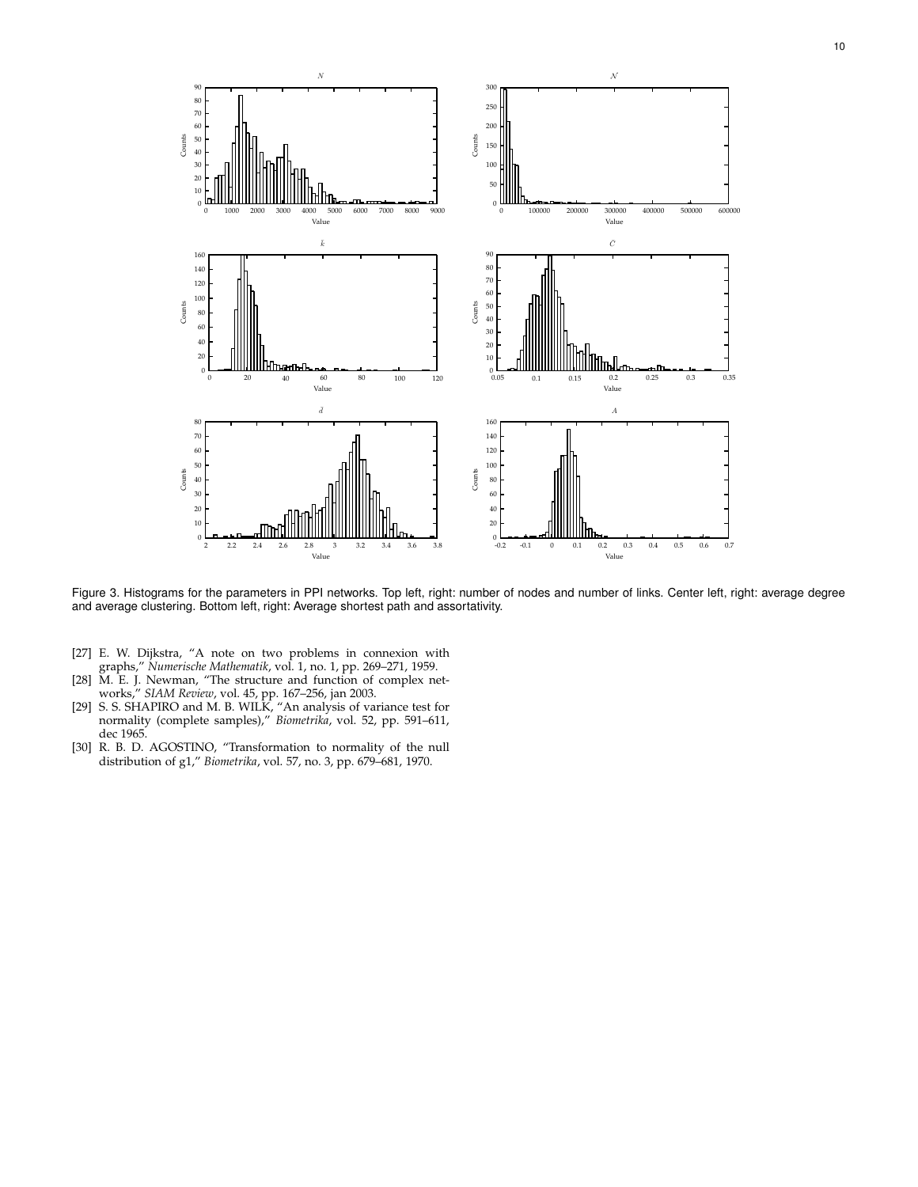Figure 3. Histograms for the parameters in PPI networks. Top left, right: number of nodes and number of links. Center left, right: average degree and average clustering. Bottom left, right: Average shortest path and assortativity.

[27] E. W. Dijkstra, "A note on two problems in connexion with graphs," *Numerische Mathematik*, vol. 1, no. 1, pp. 269–271, 1959.

[28] M. E. J. Newman, "The structure and function of complex networks," *SIAM Review*, vol. 45, pp. 167–256, jan 2003.

[29] S. S. SHAPIRO and M. B. WILK, "An analysis of variance test for normality (complete samples)," *Biometrika*, vol. 52, pp. 591–611, dec 1965.

[30] R. B. D. AGOSTINO, "Transformation to normality of the null distribution of g1," *Biometrika*, vol. 57, no. 3, pp. 679–681, 1970.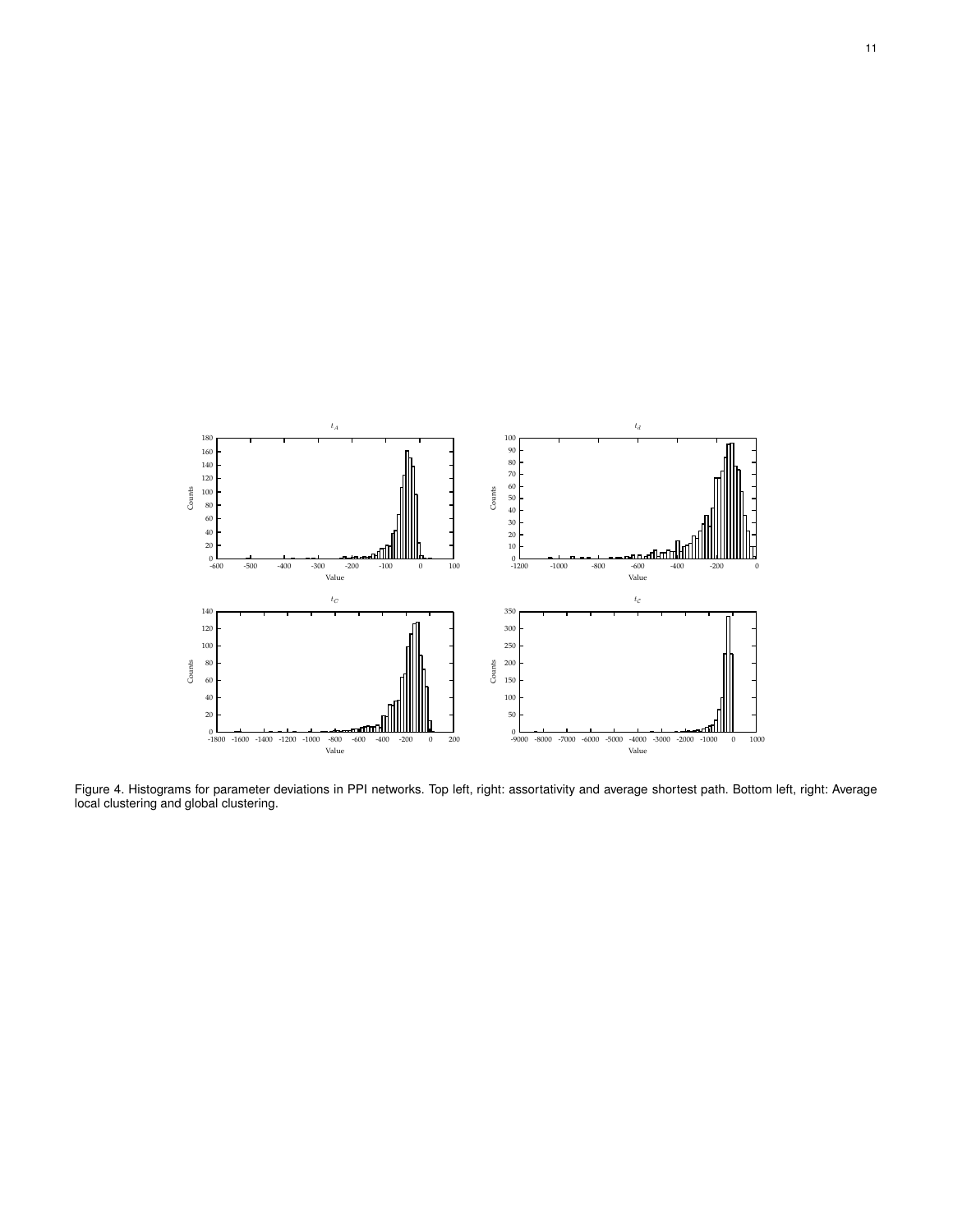Figure 4. Histograms for parameter deviations in PPI networks. Top left, right: assortativity and average shortest path. Bottom left, right: Average local clustering and global clustering.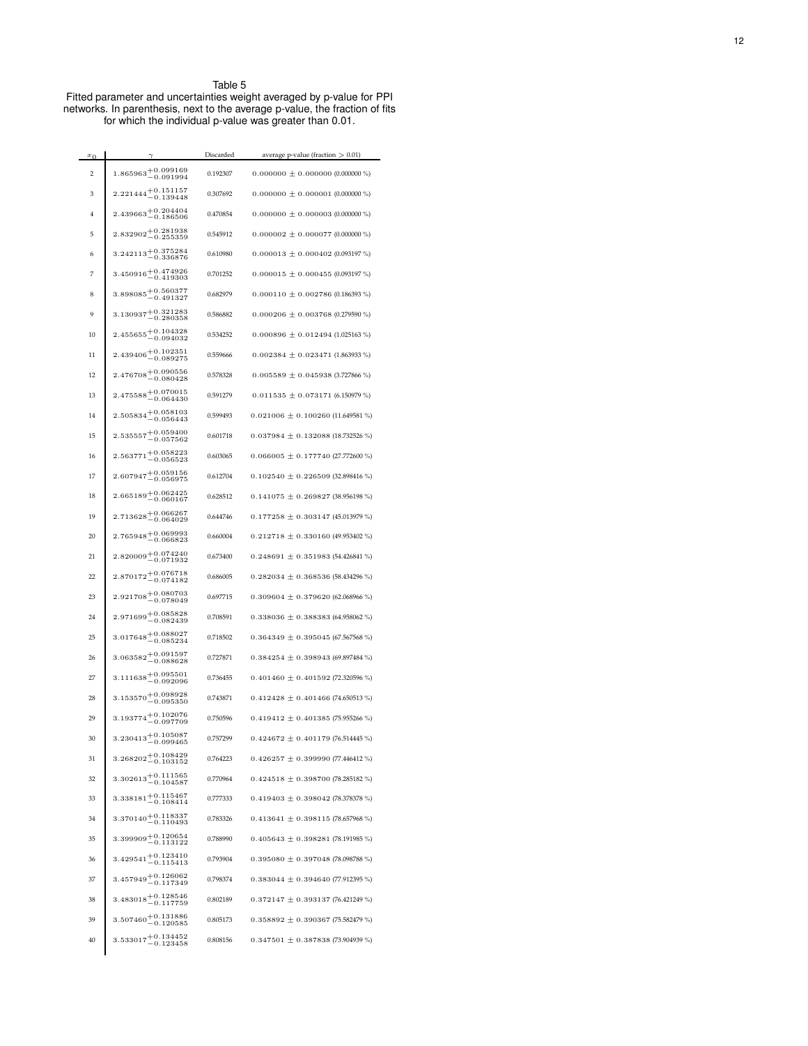Table 5
Fitted parameter and uncertainties weight averaged by p-value for PPI networks. In parenthesis, next to the average p-value, the fraction of fits for which the individual p-value was greater than 0.01.

| $x_0$ | $\gamma$ | Discarded | average p-value (fraction $> 0.01$) |
|---|---|---|---|
| 2 | $1.865963^{+0.099169}_{-0.091994}$ | 0.192307 | $0.000000 \pm 0.000000$ (0.000000 %) |
| 3 | $2.221444^{+0.151157}_{-0.139448}$ | 0.307692 | $0.000000 \pm 0.000001$ (0.000000 %) |
| 4 | $2.439663^{+0.204404}_{-0.186506}$ | 0.470854 | $0.000000 \pm 0.000003$ (0.000000 %) |
| 5 | $2.832902^{+0.281938}_{-0.255359}$ | 0.545912 | $0.000002 \pm 0.000077$ (0.000000 %) |
| 6 | $3.242113^{+0.375284}_{-0.336876}$ | 0.610980 | $0.000013 \pm 0.000402$ (0.093197 %) |
| 7 | $3.450916^{+0.474926}_{-0.419303}$ | 0.701252 | $0.000015 \pm 0.000455$ (0.093197 %) |
| 8 | $3.898085^{+0.560377}_{-0.491327}$ | 0.682979 | $0.000110 \pm 0.002786$ (0.186393 %) |
| 9 | $3.130937^{+0.321283}_{-0.280358}$ | 0.586882 | $0.000206 \pm 0.003768$ (0.279590 %) |
| 10 | $2.455655^{+0.104328}_{-0.094032}$ | 0.534252 | $0.000896 \pm 0.012494$ (1.025163 %) |
| 11 | $2.439406^{+0.102351}_{-0.089275}$ | 0.559666 | $0.002384 \pm 0.023471$ (1.863933 %) |
| 12 | $2.476708^{+0.090556}_{-0.080428}$ | 0.578328 | $0.005589 \pm 0.045938$ (3.727866 %) |
| 13 | $2.475588^{+0.070015}_{-0.064430}$ | 0.591279 | $0.011535 \pm 0.073171$ (6.150979 %) |
| 14 | $2.505834^{+0.058103}_{-0.056443}$ | 0.599493 | $0.021006 \pm 0.100260$ (11.649581 %) |
| 15 | $2.535557^{+0.059400}_{-0.057562}$ | 0.601718 | $0.037984 \pm 0.132088$ (18.732526 %) |
| 16 | $2.563771^{+0.058223}_{-0.056523}$ | 0.603065 | $0.066005 \pm 0.177740$ (27.772600 %) |
| 17 | $2.607947^{+0.059156}_{-0.056975}$ | 0.612704 | $0.102540 \pm 0.226509$ (32.898416 %) |
| 18 | $2.665189^{+0.062425}_{-0.060167}$ | 0.628512 | $0.141075 \pm 0.269827$ (38.956198 %) |
| 19 | $2.713628^{+0.066267}_{-0.064029}$ | 0.644746 | $0.177258 \pm 0.303147$ (45.013979 %) |
| 20 | $2.765948^{+0.069993}_{-0.066823}$ | 0.660004 | $0.212718 \pm 0.330160$ (49.953402 %) |
| 21 | $2.820009^{+0.074240}_{-0.071932}$ | 0.673400 | $0.248691 \pm 0.351983$ (54.426841 %) |
| 22 | $2.870172^{+0.076718}_{-0.074182}$ | 0.686005 | $0.282034 \pm 0.368536$ (58.434296 %) |
| 23 | $2.921708^{+0.080703}_{-0.078049}$ | 0.697715 | $0.309604 \pm 0.379620$ (62.068966 %) |
| 24 | $2.971699^{+0.085828}_{-0.082439}$ | 0.708591 | $0.338036 \pm 0.388383$ (64.958062 %) |
| 25 | $3.017648^{+0.088027}_{-0.085234}$ | 0.718502 | $0.364349 \pm 0.395045$ (67.567568 %) |
| 26 | $3.063582^{+0.091597}_{-0.088628}$ | 0.727871 | $0.384254 \pm 0.398943$ (69.897484 %) |
| 27 | $3.111638^{+0.095501}_{-0.092096}$ | 0.736455 | $0.401460 \pm 0.401592$ (72.320596 %) |
| 28 | $3.153570^{+0.098928}_{-0.095350}$ | 0.743871 | $0.412428 \pm 0.401466$ (74.650513 %) |
| 29 | $3.193774^{+0.102076}_{-0.097709}$ | 0.750596 | $0.419412 \pm 0.401385$ (75.955266 %) |
| 30 | $3.230413^{+0.105087}_{-0.099465}$ | 0.757299 | $0.424672 \pm 0.401179$ (76.514445 %) |
| 31 | $3.268202^{+0.108429}_{-0.103152}$ | 0.764223 | $0.426257 \pm 0.399990$ (77.446412 %) |
| 32 | $3.302613^{+0.111565}_{-0.104587}$ | 0.770964 | $0.424518 \pm 0.398700$ (78.285182 %) |
| 33 | $3.338181^{+0.115467}_{-0.108414}$ | 0.777333 | $0.419403 \pm 0.398042$ (78.378378 %) |
| 34 | $3.370140^{+0.118337}_{-0.110493}$ | 0.783326 | $0.413641 \pm 0.398115$ (78.657968 %) |
| 35 | $3.399909^{+0.120654}_{-0.113122}$ | 0.788990 | $0.405643 \pm 0.398281$ (78.191985 %) |
| 36 | $3.429541^{+0.123410}_{-0.115413}$ | 0.793904 | $0.395080 \pm 0.397048$ (78.098788 %) |
| 37 | $3.457949^{+0.126062}_{-0.117349}$ | 0.798374 | $0.383044 \pm 0.394640$ (77.912395 %) |
| 38 | $3.483018^{+0.128546}_{-0.117759}$ | 0.802189 | $0.372147 \pm 0.393137$ (76.421249 %) |
| 39 | $3.507460^{+0.131886}_{-0.120585}$ | 0.805173 | $0.358892 \pm 0.390367$ (75.582479 %) |
| 40 | $3.533017^{+0.134452}_{-0.123458}$ | 0.808156 | $0.347501 \pm 0.387838$ (73.904939 %) |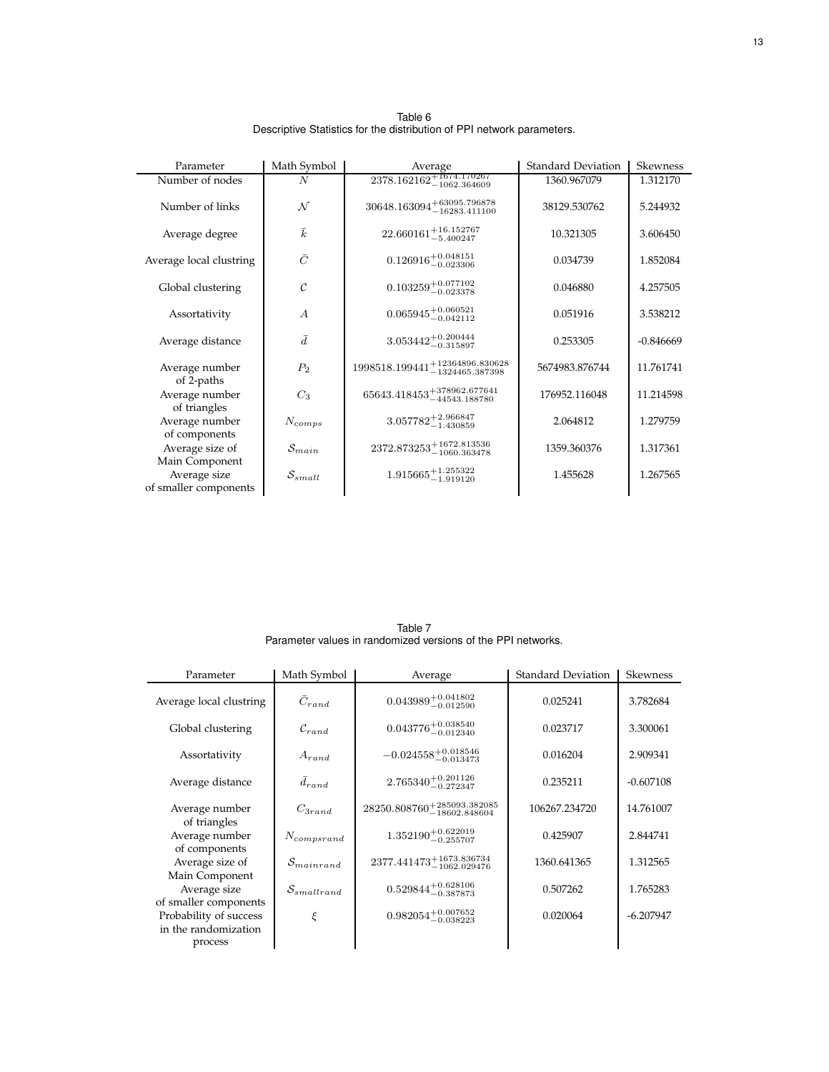Table 6
Descriptive Statistics for the distribution of PPI network parameters.

| Parameter | Math Symbol | Average | Standard Deviation | Skewness |
|---|---|---|---|---|
| Number of nodes | $N$ | $2378.162162^{+1674.170267}_{-1062.364609}$ | 1360.967079 | 1.312170 |
| Number of links | $\mathcal{N}$ | $30648.163094^{+63095.796878}_{-16283.411100}$ | 38129.530762 | 5.244932 |
| Average degree | $\bar{k}$ | $22.660161^{+16.152767}_{-5.400247}$ | 10.321305 | 3.606450 |
| Average local clustring | $\bar{C}$ | $0.126916^{+0.048151}_{-0.023306}$ | 0.034739 | 1.852084 |
| Global clustering | $\mathcal{C}$ | $0.103259^{+0.077102}_{-0.023378}$ | 0.046880 | 4.257505 |
| Assortativity | $A$ | $0.065945^{+0.060521}_{-0.042112}$ | 0.051916 | 3.538212 |
| Average distance | $\bar{d}$ | $3.053442^{+0.200444}_{-0.315897}$ | 0.253305 | -0.846669 |
| Average number of 2-paths | $P_2$ | $1998518.199441^{+12364896.830628}_{-1324465.387398}$ | 5674983.876744 | 11.761741 |
| Average number of triangles | $C_3$ | $65643.418453^{+378962.677641}_{-44543.188780}$ | 176952.116048 | 11.214598 |
| Average number of components | $N_{comps}$ | $3.057782^{+2.966847}_{-1.430859}$ | 2.064812 | 1.279759 |
| Average size of Main Component | $\mathcal{S}_{main}$ | $2372.873253^{+1672.813536}_{-1060.363478}$ | 1359.360376 | 1.317361 |
| Average size of smaller components | $\mathcal{S}_{small}$ | $1.915665^{+1.255322}_{-1.919120}$ | 1.455628 | 1.267565 |

Table 7
Parameter values in randomized versions of the PPI networks.

| Parameter | Math Symbol | Average | Standard Deviation | Skewness |
|---|---|---|---|---|
| Average local clustring | $\bar{C}_{rand}$ | $0.043989^{+0.041802}_{-0.012590}$ | 0.025241 | 3.782684 |
| Global clustering | $\mathcal{C}_{rand}$ | $0.043776^{+0.038540}_{-0.012340}$ | 0.023717 | 3.300061 |
| Assortativity | $A_{rand}$ | $-0.024558^{+0.018546}_{-0.013473}$ | 0.016204 | 2.909341 |
| Average distance | $\bar{d}_{rand}$ | $2.765340^{+0.201126}_{-0.272347}$ | 0.235211 | -0.607108 |
| Average number of triangles | $C_{3rand}$ | $28250.808760^{+285093.382085}_{-18602.848604}$ | 106267.234720 | 14.761007 |
| Average number of components | $N_{compsrand}$ | $1.352190^{+0.622019}_{-0.255707}$ | 0.425907 | 2.844741 |
| Average size of Main Component | $\mathcal{S}_{mainrand}$ | $2377.441473^{+1673.836734}_{-1062.029476}$ | 1360.641365 | 1.312565 |
| Average size of smaller components | $\mathcal{S}_{smallrand}$ | $0.529844^{+0.628106}_{-0.387873}$ | 0.507262 | 1.765283 |
| Probability of success in the randomization process | $\xi$ | $0.982054^{+0.007652}_{-0.038223}$ | 0.020064 | -6.207947 |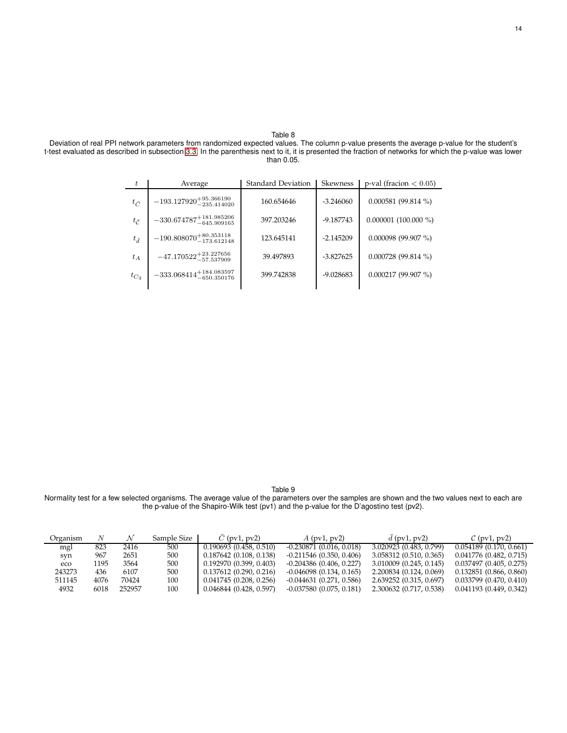Table 8
Deviation of real PPI network parameters from randomized expected values. The column p-value presents the average p-value for the student's t-test evaluated as described in subsection 3.3. In the parenthesis next to it, it is presented the fraction of networks for which the p-value was lower than 0.05.

| $t$ | Average | Standard Deviation | Skewness | p-val (fracion $< 0.05$) |
|---|---|---|---|---|
| $t_{\bar{C}}$ | $-193.127920^{+95.366190}_{-235.414020}$ | 160.654646 | -3.246060 | 0.000581 (99.814 %) |
| $t_{\bar{\mathcal{C}}}$ | $-330.674787^{+181.985206}_{-645.909165}$ | 397.203246 | -9.187743 | 0.000001 (100.000 %) |
| $t_{\bar{d}}$ | $-190.808070^{+80.353118}_{-173.612148}$ | 123.645141 | -2.145209 | 0.000098 (99.907 %) |
| $t_A$ | $-47.170522^{+23.227656}_{-57.537909}$ | 39.497893 | -3.827625 | 0.000728 (99.814 %) |
| $t_{C_3}$ | $-333.068414^{+184.083597}_{-650.350176}$ | 399.742838 | -9.028683 | 0.000217 (99.907 %) |

Table 9
Normality test for a few selected organisms. The average value of the parameters over the samples are shown and the two values next to each are the p-value of the Shapiro-Wilk test (pv1) and the p-value for the D'agostino test (pv2).

| Organism | $N$ | $\mathcal{N}$ | Sample Size | $\bar{C}$ (pv1, pv2) | $A$ (pv1, pv2) | $\bar{d}$ (pv1, pv2) | $\mathcal{C}$ (pv1, pv2) |
|---|---|---|---|---|---|---|---|
| mgl | 823 | 2416 | 500 | 0.190693 (0.458, 0.510) | -0.230871 (0.016, 0.018) | 3.020923 (0.483, 0.799) | 0.054189 (0.170, 0.661) |
| syn | 967 | 2651 | 500 | 0.187642 (0.108, 0.138) | -0.211546 (0.350, 0.406) | 3.058312 (0.510, 0.365) | 0.041776 (0.482, 0.715) |
| eco | 1195 | 3564 | 500 | 0.192970 (0.399, 0.403) | -0.204386 (0.406, 0.227) | 3.010009 (0.245, 0.145) | 0.037497 (0.405, 0.275) |
| 243273 | 436 | 6107 | 500 | 0.137612 (0.290, 0.216) | -0.046098 (0.134, 0.165) | 2.200834 (0.124, 0.069) | 0.132851 (0.866, 0.860) |
| 511145 | 4076 | 70424 | 100 | 0.041745 (0.208, 0.256) | -0.044631 (0.271, 0.586) | 2.639252 (0.315, 0.697) | 0.033799 (0.470, 0.410) |
| 4932 | 6018 | 252957 | 100 | 0.046844 (0.428, 0.597) | -0.037580 (0.075, 0.181) | 2.300632 (0.717, 0.538) | 0.041193 (0.449, 0.342) |